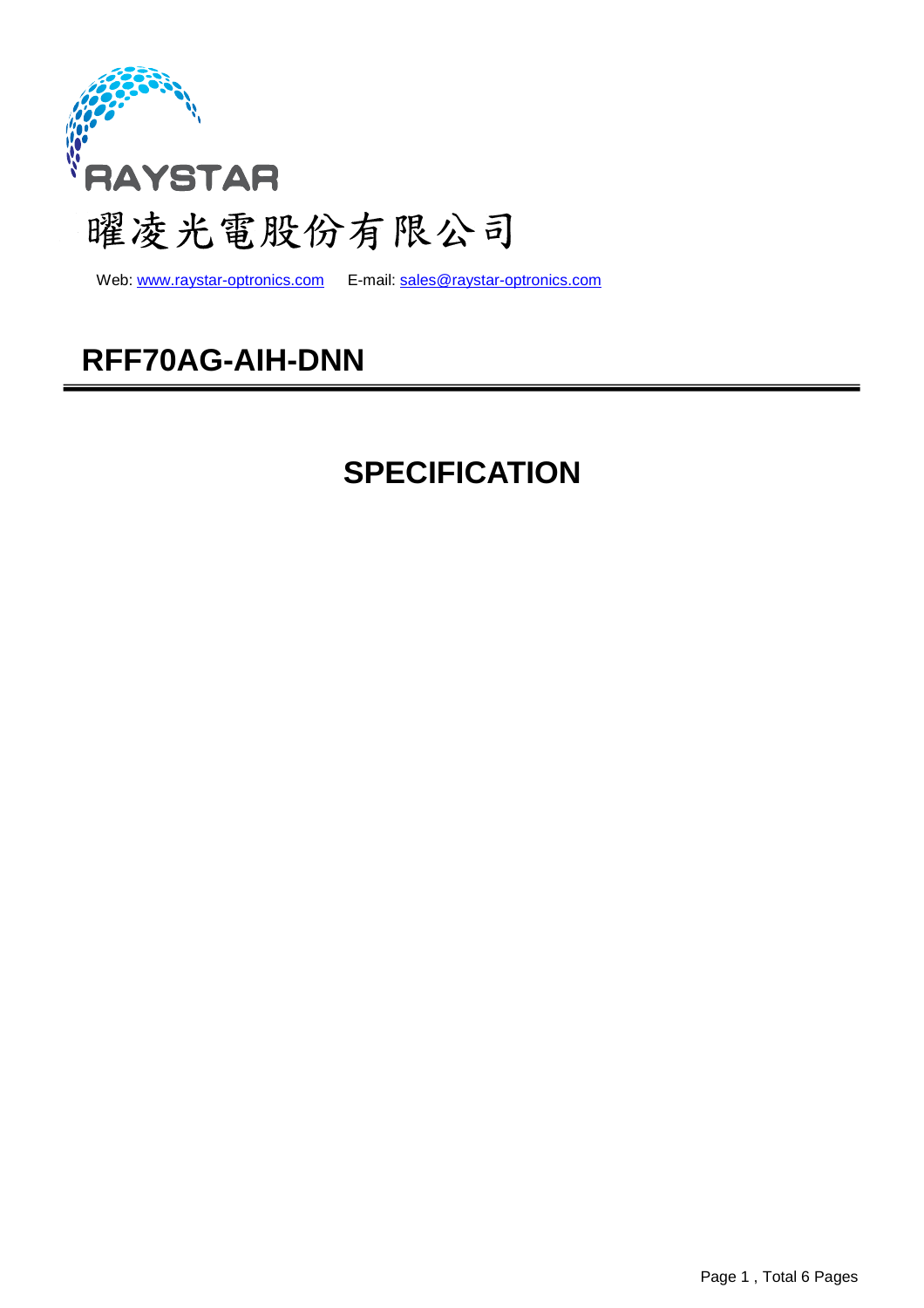RAYSTAR

曜凌光電股份有限公司

Web: www.raystar-optronics.com E-mail: sales@raystar-optronics.com

# RFF70AG-AIH-DNN

# SPECIFICATION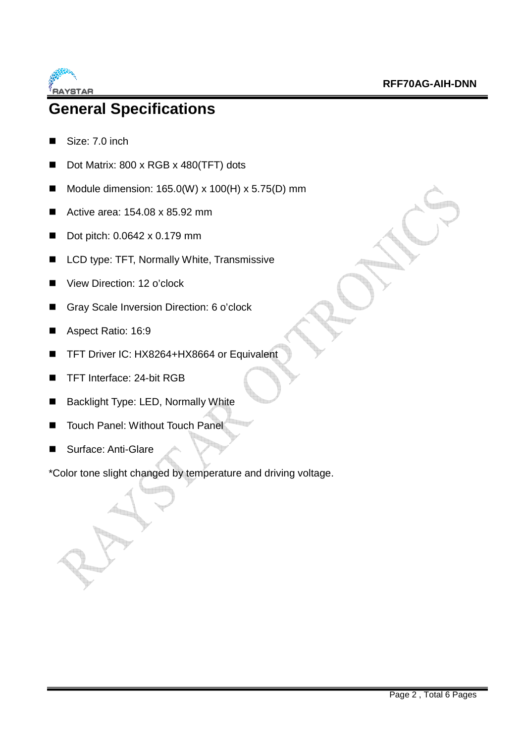# General Specifications

- Size: 7.0 inch
- Dot Matrix: 800 x RGB x 480(TFT) dots
- Module dimension: 165.0(W) x 100(H) x 5.75(D) mm
- Active area: 154.08 x 85.92 mm
- Dot pitch: 0.0642 x 0.179 mm
- LCD type: TFT, Normally White, Transmissive
- View Direction: 12 o'clock
- Gray Scale Inversion Direction: 6 o'clock
- Aspect Ratio: 16:9
- TFT Driver IC: HX8264+HX8664 or Equivalent
- TFT Interface: 24-bit RGB
- Backlight Type: LED, Normally White
- Touch Panel: Without Touch Panel
- Surface: Anti-Glare

*Color tone slight changed by temperature and driving voltage.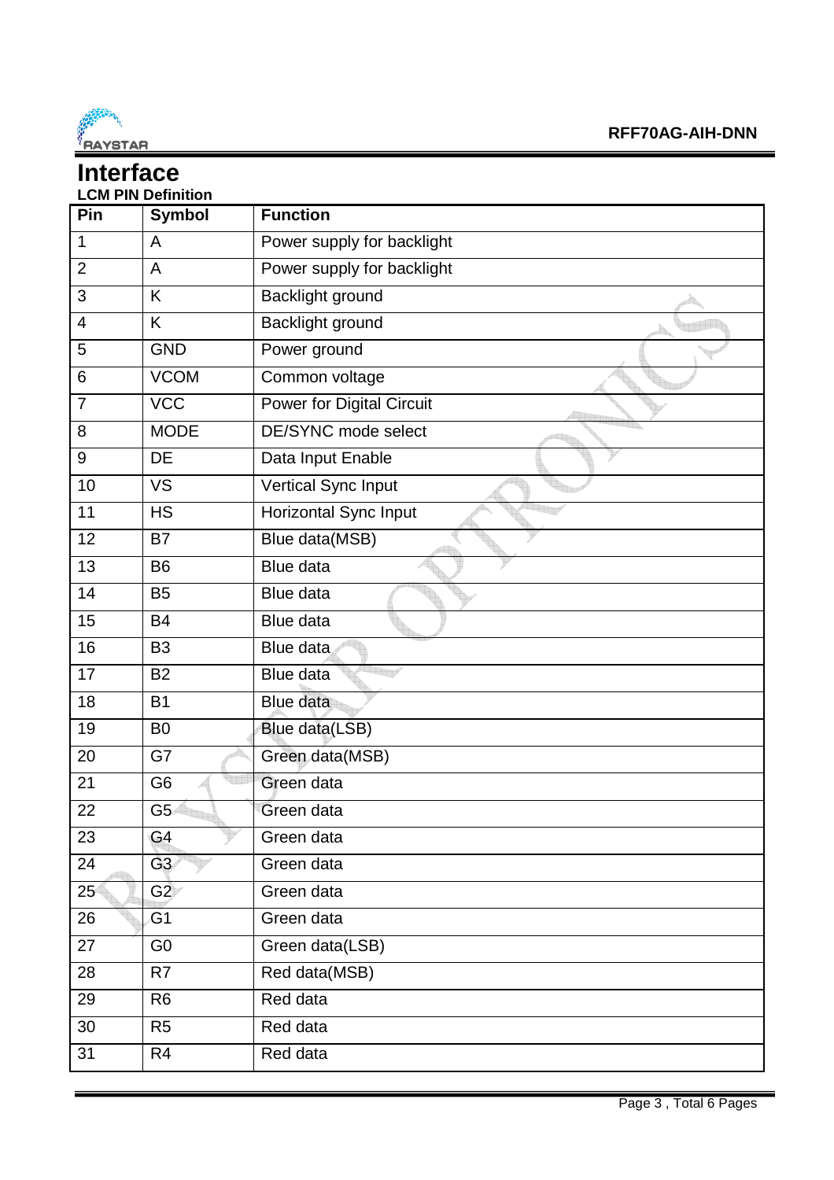# Interface

**LCM PIN Definition**

| Pin | Symbol | Function |
|---|---|---|
| 1 | A | Power supply for backlight |
| 2 | A | Power supply for backlight |
| 3 | K | Backlight ground |
| 4 | K | Backlight ground |
| 5 | GND | Power ground |
| 6 | VCOM | Common voltage |
| 7 | VCC | Power for Digital Circuit |
| 8 | MODE | DE/SYNC mode select |
| 9 | DE | Data Input Enable |
| 10 | VS | Vertical Sync Input |
| 11 | HS | Horizontal Sync Input |
| 12 | B7 | Blue data(MSB) |
| 13 | B6 | Blue data |
| 14 | B5 | Blue data |
| 15 | B4 | Blue data |
| 16 | B3 | Blue data |
| 17 | B2 | Blue data |
| 18 | B1 | Blue data |
| 19 | B0 | Blue data(LSB) |
| 20 | G7 | Green data(MSB) |
| 21 | G6 | Green data |
| 22 | G5 | Green data |
| 23 | G4 | Green data |
| 24 | G3 | Green data |
| 25 | G2 | Green data |
| 26 | G1 | Green data |
| 27 | G0 | Green data(LSB) |
| 28 | R7 | Red data(MSB) |
| 29 | R6 | Red data |
| 30 | R5 | Red data |
| 31 | R4 | Red data |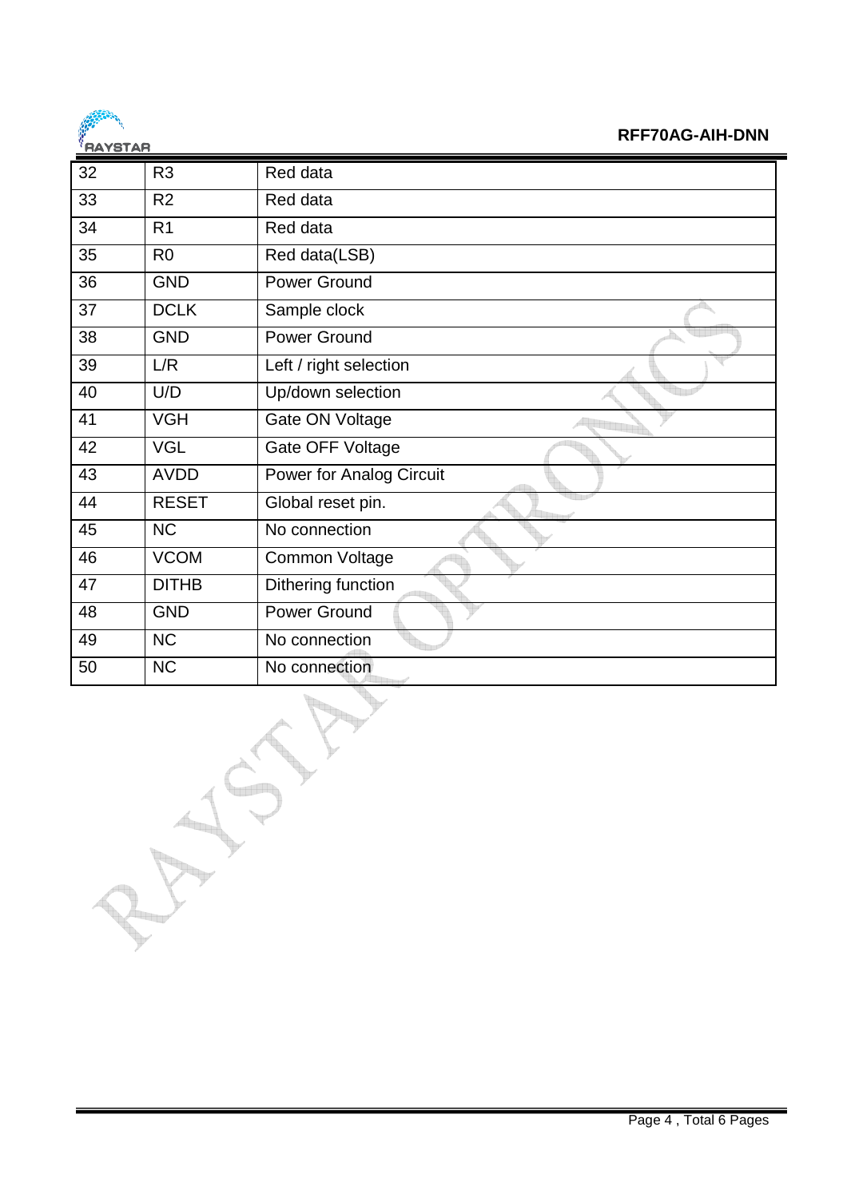| 32 | R3 | Red data |
|---|---|---|
| 33 | R2 | Red data |
| 34 | R1 | Red data |
| 35 | R0 | Red data(LSB) |
| 36 | GND | Power Ground |
| 37 | DCLK | Sample clock |
| 38 | GND | Power Ground |
| 39 | L/R | Left / right selection |
| 40 | U/D | Up/down selection |
| 41 | VGH | Gate ON Voltage |
| 42 | VGL | Gate OFF Voltage |
| 43 | AVDD | Power for Analog Circuit |
| 44 | RESET | Global reset pin. |
| 45 | NC | No connection |
| 46 | VCOM | Common Voltage |
| 47 | DITHB | Dithering function |
| 48 | GND | Power Ground |
| 49 | NC | No connection |
| 50 | NC | No connection |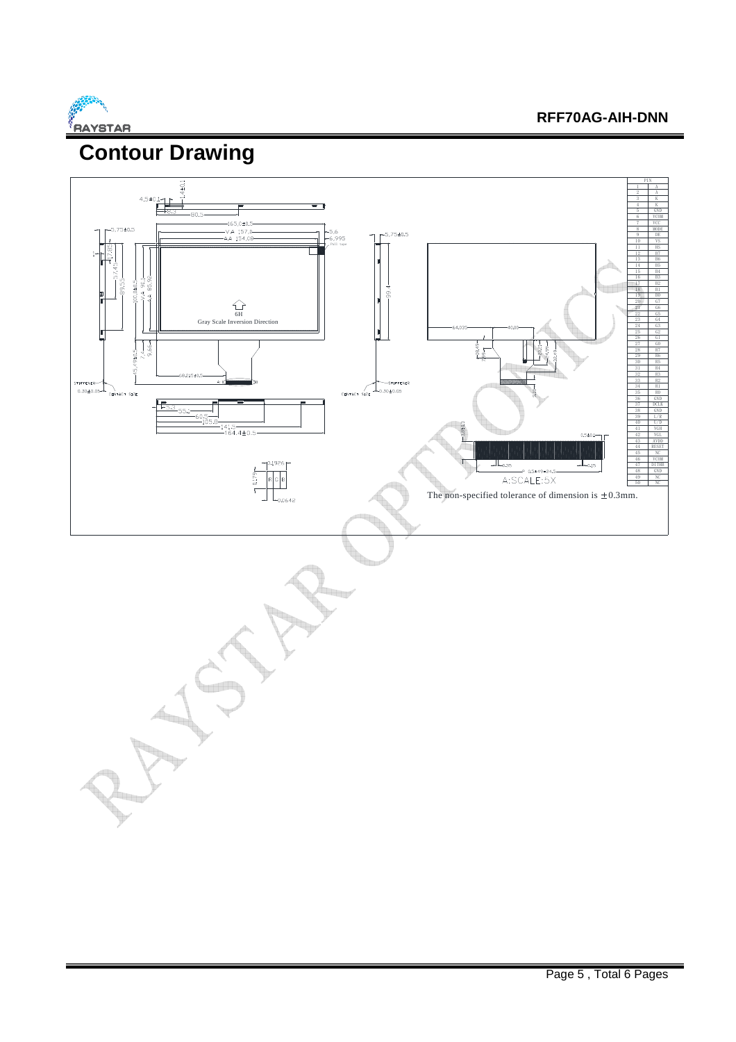# Contour Drawing

| PIN | |
|---|---|
| 1 | A |
| 2 | A |
| 3 | K |
| 4 | K |
| 5 | GND |
| 6 | VCOM |
| 7 | VCC |
| 8 | MODE |
| 9 | DE |
| 10 | VS |
| 11 | HS |
| 12 | B7 |
| 13 | B6 |
| 14 | B5 |
| 15 | B4 |
| 16 | B3 |
| 17 | B2 |
| 18 | B1 |
| 19 | B0 |
| 20 | G7 |
| 21 | G6 |
| 22 | G5 |
| 23 | G4 |
| 24 | G3 |
| 25 | G2 |
| 26 | G1 |
| 27 | G0 |
| 28 | R7 |
| 29 | R6 |
| 30 | R5 |
| 31 | R4 |
| 32 | R3 |
| 33 | R2 |
| 34 | R1 |
| 35 | R0 |
| 36 | GND |
| 37 | DCLK |
| 38 | GND |
| 39 | L/R |
| 40 | U/D |
| 41 | VGH |
| 42 | VGL |
| 43 | AVDD |
| 44 | RESET |
| 45 | NC |
| 46 | VCOM |
| 47 | DITHB |
| 48 | GND |
| 49 | NC |
| 50 | NC |

6H

Gray Scale Inversion Direction

A:SCALE:5X

The non-specified tolerance of dimension is ±0.3mm.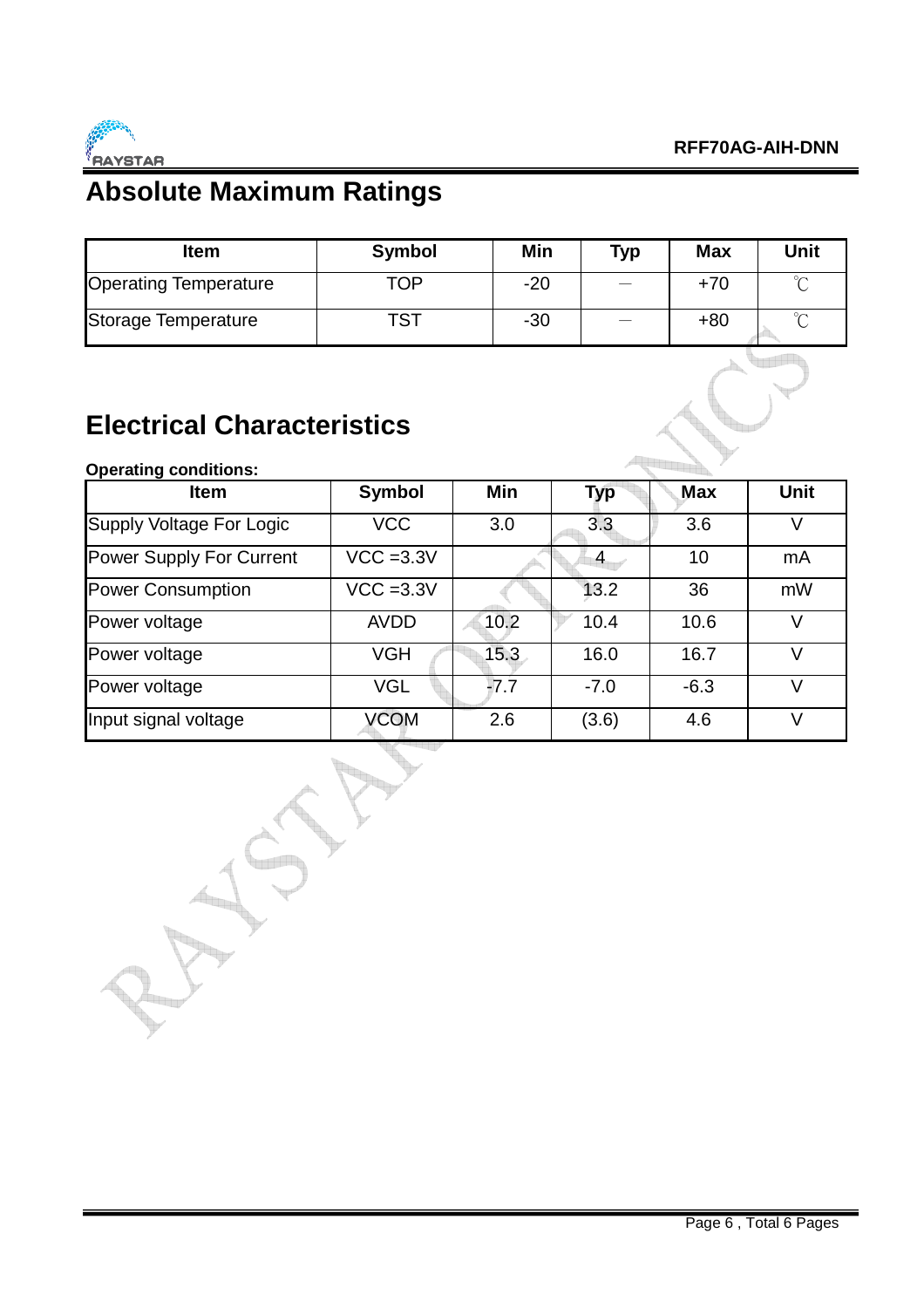# Absolute Maximum Ratings

| Item | Symbol | Min | Typ | Max | Unit |
|---|---|---|---|---|---|
| Operating Temperature | TOP | -20 | — | +70 | ℃ |
| Storage Temperature | TST | -30 | — | +80 | ℃ |

# Electrical Characteristics

**Operating conditions:**

| Item | Symbol | Min | Typ | Max | Unit |
|---|---|---|---|---|---|
| Supply Voltage For Logic | VCC | 3.0 | 3.3 | 3.6 | V |
| Power Supply For Current | VCC =3.3V | | 4 | 10 | mA |
| Power Consumption | VCC =3.3V | | 13.2 | 36 | mW |
| Power voltage | AVDD | 10.2 | 10.4 | 10.6 | V |
| Power voltage | VGH | 15.3 | 16.0 | 16.7 | V |
| Power voltage | VGL | -7.7 | -7.0 | -6.3 | V |
| Input signal voltage | VCOM | 2.6 | (3.6) | 4.6 | V |